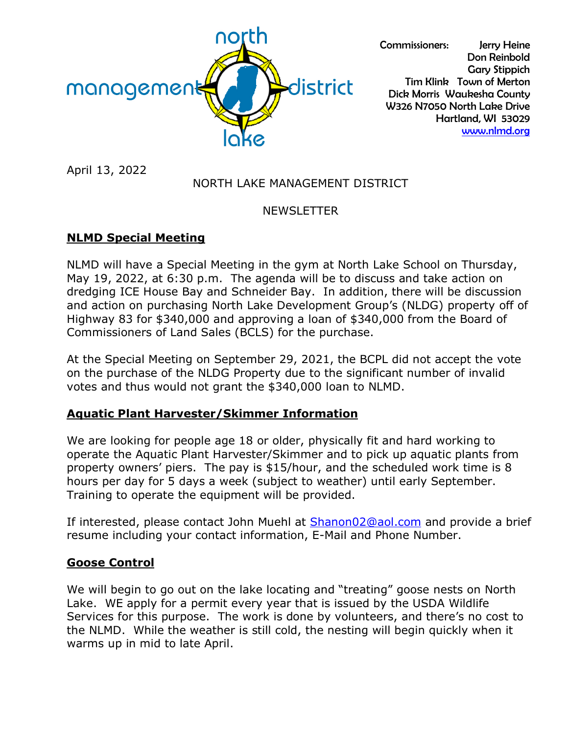north management district lake

Commissioners: Jerry Heine
Don Reinbold
Gary Stippich
Tim Klink Town of Merton
Dick Morris Waukesha County
W326 N7050 North Lake Drive
Hartland, WI 53029
www.nlmd.org

April 13, 2022

NORTH LAKE MANAGEMENT DISTRICT

NEWSLETTER

## NLMD Special Meeting

NLMD will have a Special Meeting in the gym at North Lake School on Thursday, May 19, 2022, at 6:30 p.m. The agenda will be to discuss and take action on dredging ICE House Bay and Schneider Bay. In addition, there will be discussion and action on purchasing North Lake Development Group's (NLDG) property off of Highway 83 for $340,000 and approving a loan of $340,000 from the Board of Commissioners of Land Sales (BCLS) for the purchase.

At the Special Meeting on September 29, 2021, the BCPL did not accept the vote on the purchase of the NLDG Property due to the significant number of invalid votes and thus would not grant the $340,000 loan to NLMD.

## Aquatic Plant Harvester/Skimmer Information

We are looking for people age 18 or older, physically fit and hard working to operate the Aquatic Plant Harvester/Skimmer and to pick up aquatic plants from property owners' piers. The pay is $15/hour, and the scheduled work time is 8 hours per day for 5 days a week (subject to weather) until early September. Training to operate the equipment will be provided.

If interested, please contact John Muehl at Shanon02@aol.com and provide a brief resume including your contact information, E-Mail and Phone Number.

## Goose Control

We will begin to go out on the lake locating and "treating" goose nests on North Lake. WE apply for a permit every year that is issued by the USDA Wildlife Services for this purpose. The work is done by volunteers, and there's no cost to the NLMD. While the weather is still cold, the nesting will begin quickly when it warms up in mid to late April.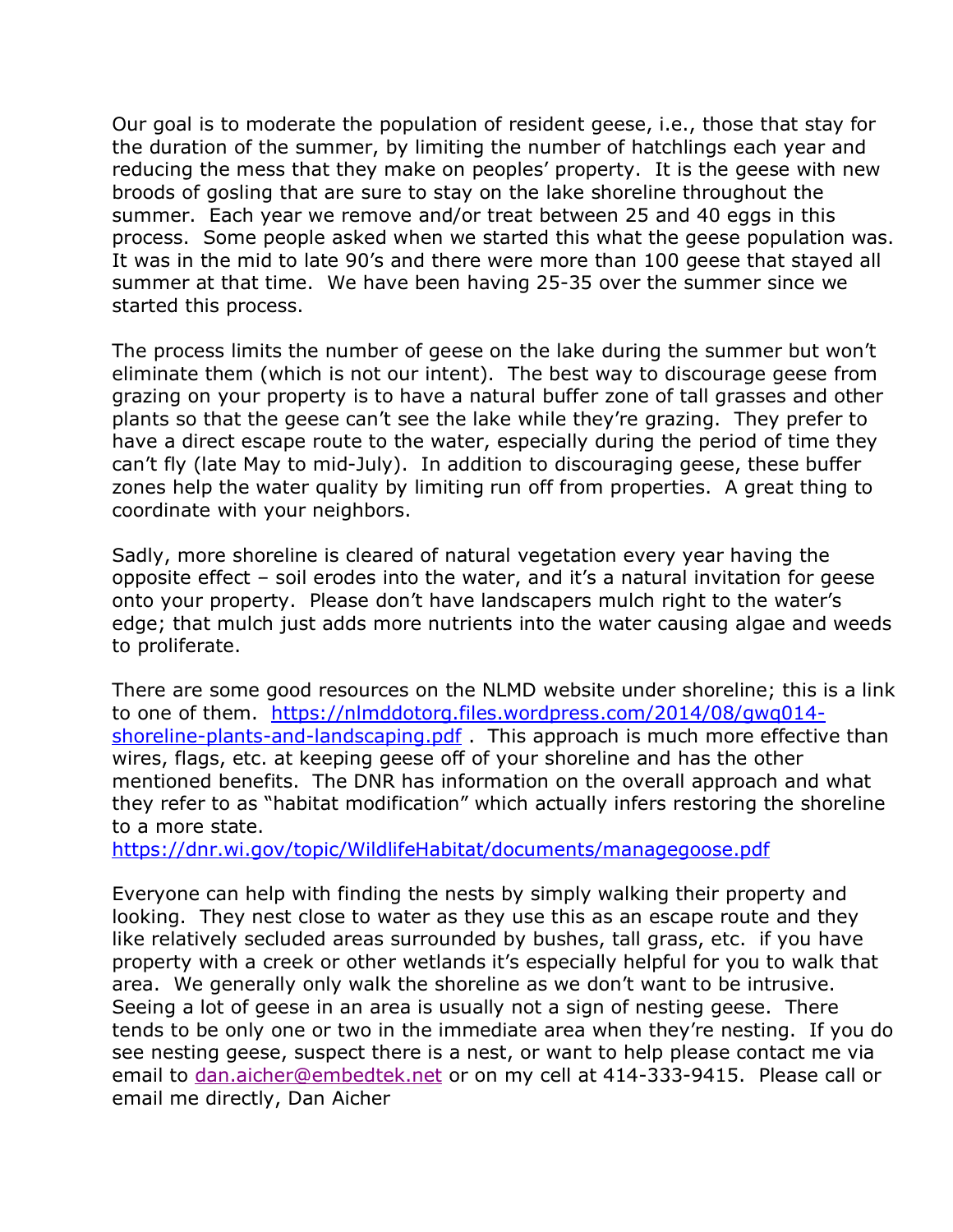Our goal is to moderate the population of resident geese, i.e., those that stay for the duration of the summer, by limiting the number of hatchlings each year and reducing the mess that they make on peoples' property. It is the geese with new broods of gosling that are sure to stay on the lake shoreline throughout the summer. Each year we remove and/or treat between 25 and 40 eggs in this process. Some people asked when we started this what the geese population was. It was in the mid to late 90's and there were more than 100 geese that stayed all summer at that time. We have been having 25-35 over the summer since we started this process.

The process limits the number of geese on the lake during the summer but won't eliminate them (which is not our intent). The best way to discourage geese from grazing on your property is to have a natural buffer zone of tall grasses and other plants so that the geese can't see the lake while they're grazing. They prefer to have a direct escape route to the water, especially during the period of time they can't fly (late May to mid-July). In addition to discouraging geese, these buffer zones help the water quality by limiting run off from properties. A great thing to coordinate with your neighbors.

Sadly, more shoreline is cleared of natural vegetation every year having the opposite effect – soil erodes into the water, and it's a natural invitation for geese onto your property. Please don't have landscapers mulch right to the water's edge; that mulch just adds more nutrients into the water causing algae and weeds to proliferate.

There are some good resources on the NLMD website under shoreline; this is a link to one of them. [https://nlmddotorg.files.wordpress.com/2014/08/gwq014-shoreline-plants-and-landscaping.pdf](https://nlmddotorg.files.wordpress.com/2014/08/gwq014-shoreline-plants-and-landscaping.pdf) . This approach is much more effective than wires, flags, etc. at keeping geese off of your shoreline and has the other mentioned benefits. The DNR has information on the overall approach and what they refer to as "habitat modification" which actually infers restoring the shoreline to a more state.
[https://dnr.wi.gov/topic/WildlifeHabitat/documents/managegoose.pdf](https://dnr.wi.gov/topic/WildlifeHabitat/documents/managegoose.pdf)

Everyone can help with finding the nests by simply walking their property and looking. They nest close to water as they use this as an escape route and they like relatively secluded areas surrounded by bushes, tall grass, etc. if you have property with a creek or other wetlands it's especially helpful for you to walk that area. We generally only walk the shoreline as we don't want to be intrusive. Seeing a lot of geese in an area is usually not a sign of nesting geese. There tends to be only one or two in the immediate area when they're nesting. If you do see nesting geese, suspect there is a nest, or want to help please contact me via email to [dan.aicher@embedtek.net](mailto:dan.aicher@embedtek.net) or on my cell at 414-333-9415. Please call or email me directly, Dan Aicher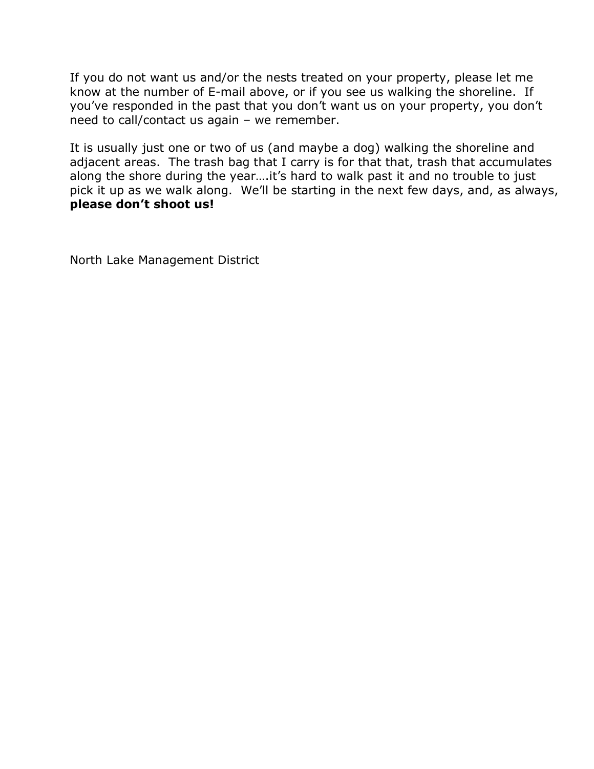If you do not want us and/or the nests treated on your property, please let me know at the number of E-mail above, or if you see us walking the shoreline. If you've responded in the past that you don't want us on your property, you don't need to call/contact us again – we remember.

It is usually just one or two of us (and maybe a dog) walking the shoreline and adjacent areas. The trash bag that I carry is for that that, trash that accumulates along the shore during the year….it's hard to walk past it and no trouble to just pick it up as we walk along. We'll be starting in the next few days, and, as always, **please don't shoot us!**

North Lake Management District